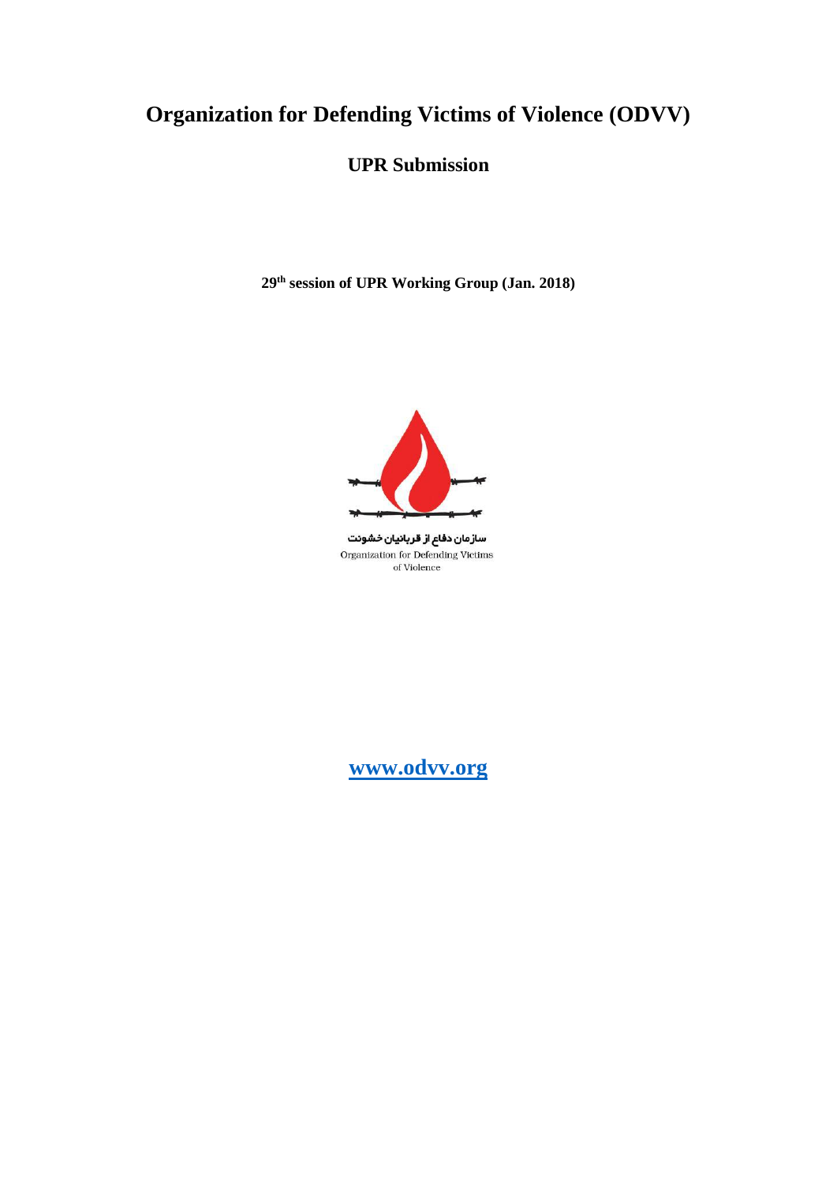# Organization for Defending Victims of Violence (ODVV)

## UPR Submission

**29th session of UPR Working Group (Jan. 2018)**

سازمان دفاع از قربانیان خشونت

Organization for Defending Victims of Violence

**www.odvv.org**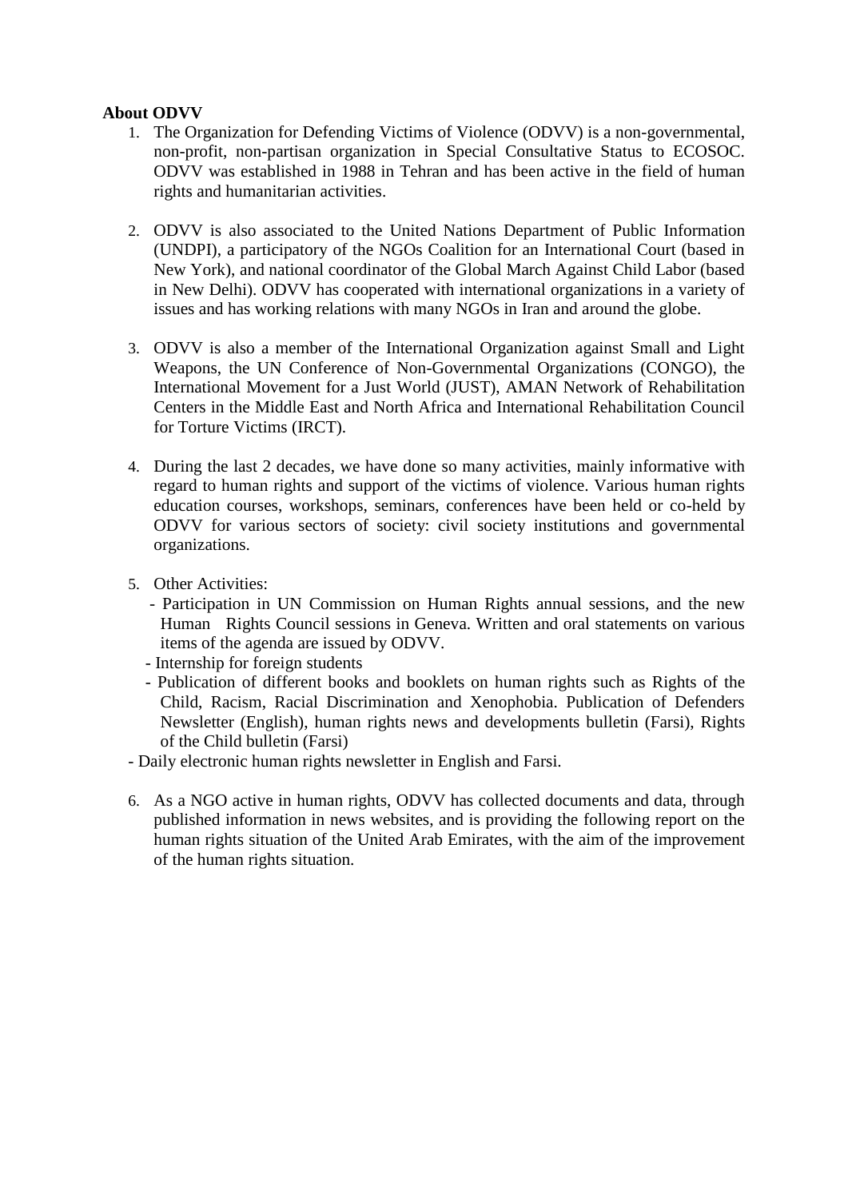**About ODVV**

1. The Organization for Defending Victims of Violence (ODVV) is a non-governmental, non-profit, non-partisan organization in Special Consultative Status to ECOSOC. ODVV was established in 1988 in Tehran and has been active in the field of human rights and humanitarian activities.

2. ODVV is also associated to the United Nations Department of Public Information (UNDPI), a participatory of the NGOs Coalition for an International Court (based in New York), and national coordinator of the Global March Against Child Labor (based in New Delhi). ODVV has cooperated with international organizations in a variety of issues and has working relations with many NGOs in Iran and around the globe.

3. ODVV is also a member of the International Organization against Small and Light Weapons, the UN Conference of Non-Governmental Organizations (CONGO), the International Movement for a Just World (JUST), AMAN Network of Rehabilitation Centers in the Middle East and North Africa and International Rehabilitation Council for Torture Victims (IRCT).

4. During the last 2 decades, we have done so many activities, mainly informative with regard to human rights and support of the victims of violence. Various human rights education courses, workshops, seminars, conferences have been held or co-held by ODVV for various sectors of society: civil society institutions and governmental organizations.

5. Other Activities:
   - Participation in UN Commission on Human Rights annual sessions, and the new Human Rights Council sessions in Geneva. Written and oral statements on various items of the agenda are issued by ODVV.
   - Internship for foreign students
   - Publication of different books and booklets on human rights such as Rights of the Child, Racism, Racial Discrimination and Xenophobia. Publication of Defenders Newsletter (English), human rights news and developments bulletin (Farsi), Rights of the Child bulletin (Farsi)

- Daily electronic human rights newsletter in English and Farsi.

6. As a NGO active in human rights, ODVV has collected documents and data, through published information in news websites, and is providing the following report on the human rights situation of the United Arab Emirates, with the aim of the improvement of the human rights situation.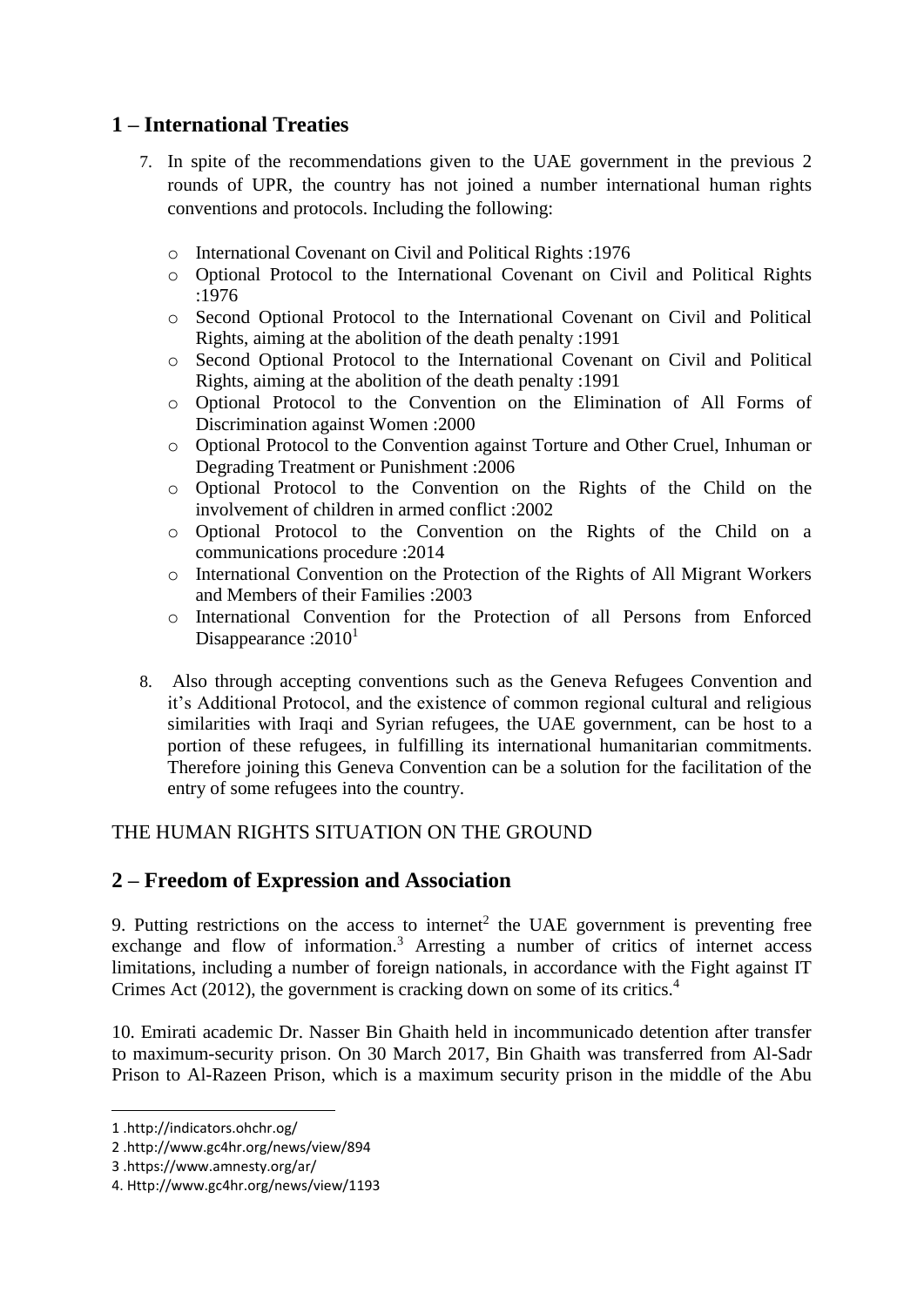## 1 – International Treaties

7. In spite of the recommendations given to the UAE government in the previous 2 rounds of UPR, the country has not joined a number international human rights conventions and protocols. Including the following:

    - International Covenant on Civil and Political Rights :1976
    - Optional Protocol to the International Covenant on Civil and Political Rights :1976
    - Second Optional Protocol to the International Covenant on Civil and Political Rights, aiming at the abolition of the death penalty :1991
    - Second Optional Protocol to the International Covenant on Civil and Political Rights, aiming at the abolition of the death penalty :1991
    - Optional Protocol to the Convention on the Elimination of All Forms of Discrimination against Women :2000
    - Optional Protocol to the Convention against Torture and Other Cruel, Inhuman or Degrading Treatment or Punishment :2006
    - Optional Protocol to the Convention on the Rights of the Child on the involvement of children in armed conflict :2002
    - Optional Protocol to the Convention on the Rights of the Child on a communications procedure :2014
    - International Convention on the Protection of the Rights of All Migrant Workers and Members of their Families :2003
    - International Convention for the Protection of all Persons from Enforced Disappearance :2010[1]

8. Also through accepting conventions such as the Geneva Refugees Convention and it's Additional Protocol, and the existence of common regional cultural and religious similarities with Iraqi and Syrian refugees, the UAE government, can be host to a portion of these refugees, in fulfilling its international humanitarian commitments. Therefore joining this Geneva Convention can be a solution for the facilitation of the entry of some refugees into the country.

THE HUMAN RIGHTS SITUATION ON THE GROUND

## 2 – Freedom of Expression and Association

9. Putting restrictions on the access to internet[2] the UAE government is preventing free exchange and flow of information.[3] Arresting a number of critics of internet access limitations, including a number of foreign nationals, in accordance with the Fight against IT Crimes Act (2012), the government is cracking down on some of its critics.[4]

10. Emirati academic Dr. Nasser Bin Ghaith held in incommunicado detention after transfer to maximum-security prison. On 30 March 2017, Bin Ghaith was transferred from Al-Sadr Prison to Al-Razeen Prison, which is a maximum security prison in the middle of the Abu

---

1 .http://indicators.ohchr.og/
2 .http://www.gc4hr.org/news/view/894
3 .https://www.amnesty.org/ar/
4. Http://www.gc4hr.org/news/view/1193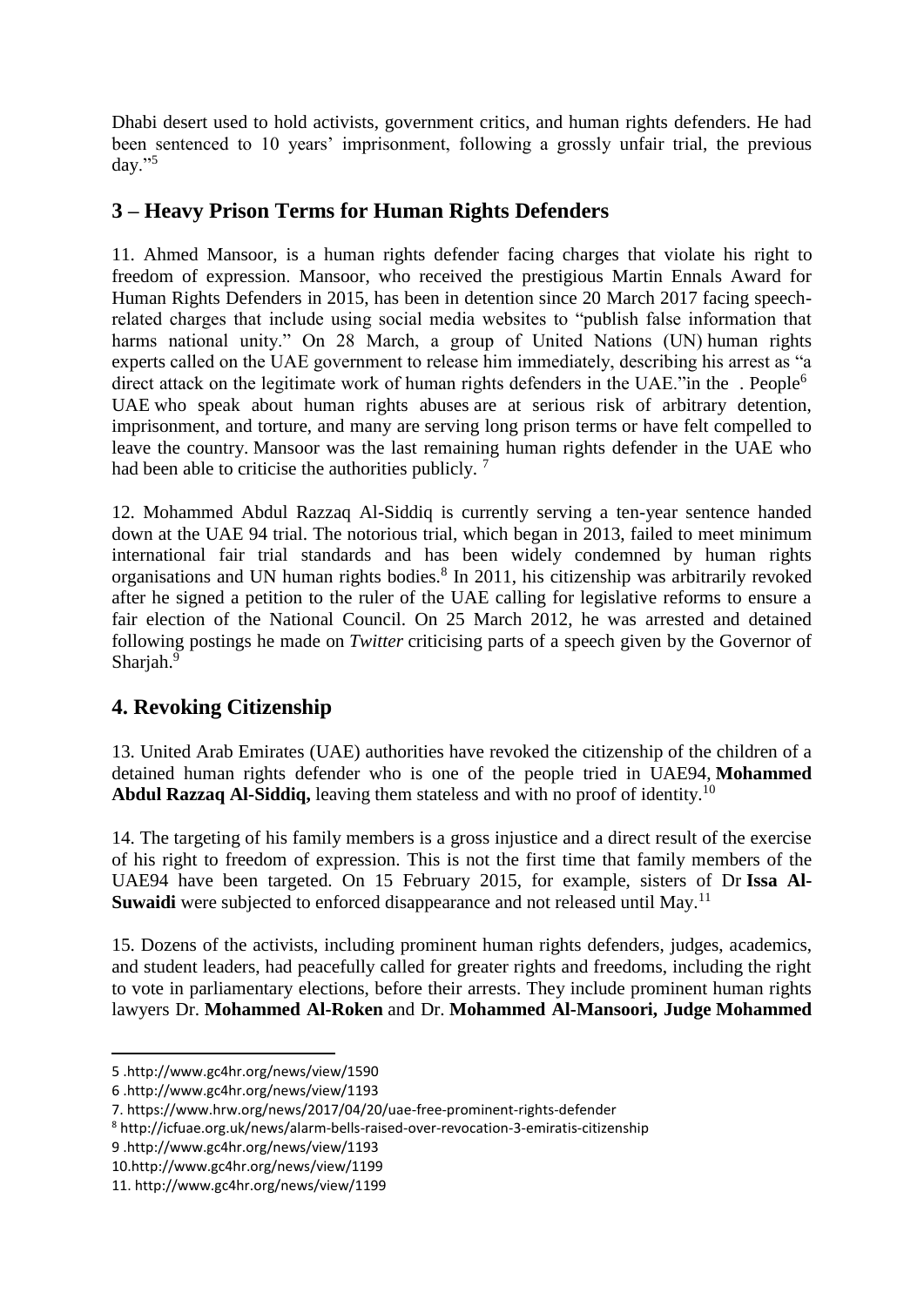Dhabi desert used to hold activists, government critics, and human rights defenders. He had been sentenced to 10 years' imprisonment, following a grossly unfair trial, the previous day."[5]

## 3 – Heavy Prison Terms for Human Rights Defenders

11. Ahmed Mansoor, is a human rights defender facing charges that violate his right to freedom of expression. Mansoor, who received the prestigious Martin Ennals Award for Human Rights Defenders in 2015, has been in detention since 20 March 2017 facing speech-related charges that include using social media websites to "publish false information that harms national unity." On 28 March, a group of United Nations (UN) human rights experts called on the UAE government to release him immediately, describing his arrest as "a direct attack on the legitimate work of human rights defenders in the UAE."in the . People[6] UAE who speak about human rights abuses are at serious risk of arbitrary detention, imprisonment, and torture, and many are serving long prison terms or have felt compelled to leave the country. Mansoor was the last remaining human rights defender in the UAE who had been able to criticise the authorities publicly. [7]

12. Mohammed Abdul Razzaq Al-Siddiq is currently serving a ten-year sentence handed down at the UAE 94 trial. The notorious trial, which began in 2013, failed to meet minimum international fair trial standards and has been widely condemned by human rights organisations and UN human rights bodies.[8] In 2011, his citizenship was arbitrarily revoked after he signed a petition to the ruler of the UAE calling for legislative reforms to ensure a fair election of the National Council. On 25 March 2012, he was arrested and detained following postings he made on *Twitter* criticising parts of a speech given by the Governor of Sharjah.[9]

## 4. Revoking Citizenship

13. United Arab Emirates (UAE) authorities have revoked the citizenship of the children of a detained human rights defender who is one of the people tried in UAE94, **Mohammed Abdul Razzaq Al-Siddiq,** leaving them stateless and with no proof of identity.[10]

14. The targeting of his family members is a gross injustice and a direct result of the exercise of his right to freedom of expression. This is not the first time that family members of the UAE94 have been targeted. On 15 February 2015, for example, sisters of Dr **Issa Al-Suwaidi** were subjected to enforced disappearance and not released until May.[11]

15. Dozens of the activists, including prominent human rights defenders, judges, academics, and student leaders, had peacefully called for greater rights and freedoms, including the right to vote in parliamentary elections, before their arrests. They include prominent human rights lawyers Dr. **Mohammed Al-Roken** and Dr. **Mohammed Al-Mansoori, Judge Mohammed**

---

5 .http://www.gc4hr.org/news/view/1590

6 .http://www.gc4hr.org/news/view/1193

7. https://www.hrw.org/news/2017/04/20/uae-free-prominent-rights-defender

8 http://icfuae.org.uk/news/alarm-bells-raised-over-revocation-3-emiratis-citizenship

9 .http://www.gc4hr.org/news/view/1193

10.http://www.gc4hr.org/news/view/1199

11. http://www.gc4hr.org/news/view/1199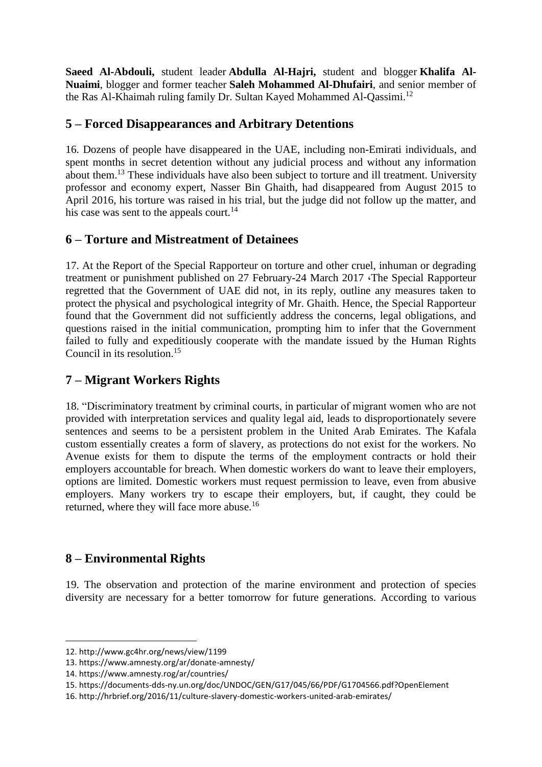**Saeed Al-Abdouli,** student leader **Abdulla Al-Hajri,** student and blogger **Khalifa Al-Nuaimi**, blogger and former teacher **Saleh Mohammed Al-Dhufairi**, and senior member of the Ras Al-Khaimah ruling family Dr. Sultan Kayed Mohammed Al-Qassimi.[12]

## 5 – Forced Disappearances and Arbitrary Detentions

16. Dozens of people have disappeared in the UAE, including non-Emirati individuals, and spent months in secret detention without any judicial process and without any information about them.[13] These individuals have also been subject to torture and ill treatment. University professor and economy expert, Nasser Bin Ghaith, had disappeared from August 2015 to April 2016, his torture was raised in his trial, but the judge did not follow up the matter, and his case was sent to the appeals court.[14]

## 6 – Torture and Mistreatment of Detainees

17. At the Report of the Special Rapporteur on torture and other cruel, inhuman or degrading treatment or punishment published on 27 February-24 March 2017 ‹The Special Rapporteur regretted that the Government of UAE did not, in its reply, outline any measures taken to protect the physical and psychological integrity of Mr. Ghaith. Hence, the Special Rapporteur found that the Government did not sufficiently address the concerns, legal obligations, and questions raised in the initial communication, prompting him to infer that the Government failed to fully and expeditiously cooperate with the mandate issued by the Human Rights Council in its resolution.[15]

## 7 – Migrant Workers Rights

18. "Discriminatory treatment by criminal courts, in particular of migrant women who are not provided with interpretation services and quality legal aid, leads to disproportionately severe sentences and seems to be a persistent problem in the United Arab Emirates. The Kafala custom essentially creates a form of slavery, as protections do not exist for the workers. No Avenue exists for them to dispute the terms of the employment contracts or hold their employers accountable for breach. When domestic workers do want to leave their employers, options are limited. Domestic workers must request permission to leave, even from abusive employers. Many workers try to escape their employers, but, if caught, they could be returned, where they will face more abuse.[16]

## 8 – Environmental Rights

19. The observation and protection of the marine environment and protection of species diversity are necessary for a better tomorrow for future generations. According to various

---

12. http://www.gc4hr.org/news/view/1199
13. https://www.amnesty.org/ar/donate-amnesty/
14. https://www.amnesty.rog/ar/countries/
15. https://documents-dds-ny.un.org/doc/UNDOC/GEN/G17/045/66/PDF/G1704566.pdf?OpenElement
16. http://hrbrief.org/2016/11/culture-slavery-domestic-workers-united-arab-emirates/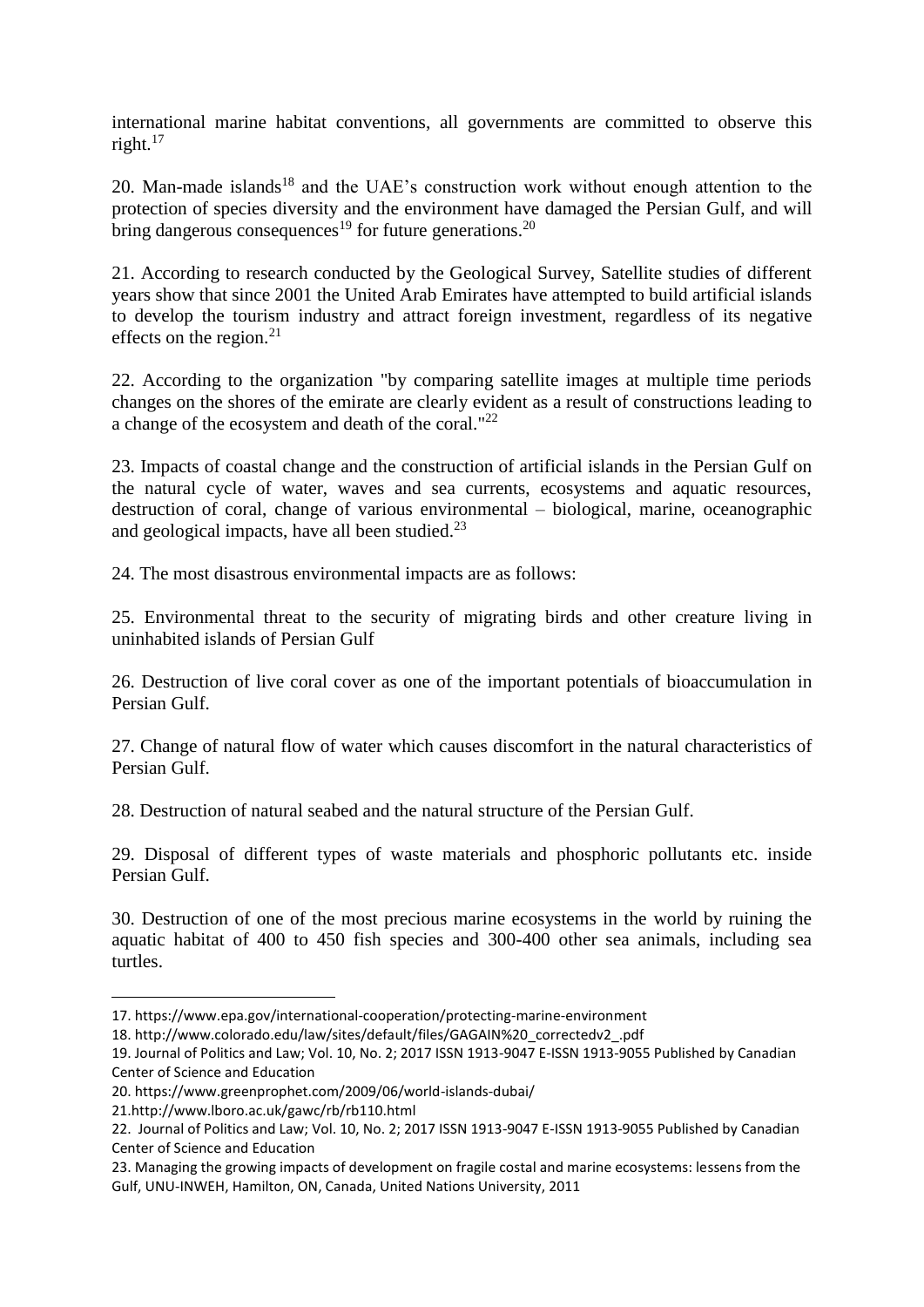international marine habitat conventions, all governments are committed to observe this right.[17]

20. Man-made islands[18] and the UAE's construction work without enough attention to the protection of species diversity and the environment have damaged the Persian Gulf, and will bring dangerous consequences[19] for future generations.[20]

21. According to research conducted by the Geological Survey, Satellite studies of different years show that since 2001 the United Arab Emirates have attempted to build artificial islands to develop the tourism industry and attract foreign investment, regardless of its negative effects on the region.[21]

22. According to the organization "by comparing satellite images at multiple time periods changes on the shores of the emirate are clearly evident as a result of constructions leading to a change of the ecosystem and death of the coral."[22]

23. Impacts of coastal change and the construction of artificial islands in the Persian Gulf on the natural cycle of water, waves and sea currents, ecosystems and aquatic resources, destruction of coral, change of various environmental – biological, marine, oceanographic and geological impacts, have all been studied.[23]

24. The most disastrous environmental impacts are as follows:

25. Environmental threat to the security of migrating birds and other creature living in uninhabited islands of Persian Gulf

26. Destruction of live coral cover as one of the important potentials of bioaccumulation in Persian Gulf.

27. Change of natural flow of water which causes discomfort in the natural characteristics of Persian Gulf.

28. Destruction of natural seabed and the natural structure of the Persian Gulf.

29. Disposal of different types of waste materials and phosphoric pollutants etc. inside Persian Gulf.

30. Destruction of one of the most precious marine ecosystems in the world by ruining the aquatic habitat of 400 to 450 fish species and 300-400 other sea animals, including sea turtles.

---

17. https://www.epa.gov/international-cooperation/protecting-marine-environment

18. http://www.colorado.edu/law/sites/default/files/GAGAIN%20_correctedv2_.pdf

19. Journal of Politics and Law; Vol. 10, No. 2; 2017 ISSN 1913-9047 E-ISSN 1913-9055 Published by Canadian Center of Science and Education

20. https://www.greenprophet.com/2009/06/world-islands-dubai/

21.http://www.lboro.ac.uk/gawc/rb/rb110.html

22. Journal of Politics and Law; Vol. 10, No. 2; 2017 ISSN 1913-9047 E-ISSN 1913-9055 Published by Canadian Center of Science and Education

23. Managing the growing impacts of development on fragile costal and marine ecosystems: lessens from the Gulf, UNU-INWEH, Hamilton, ON, Canada, United Nations University, 2011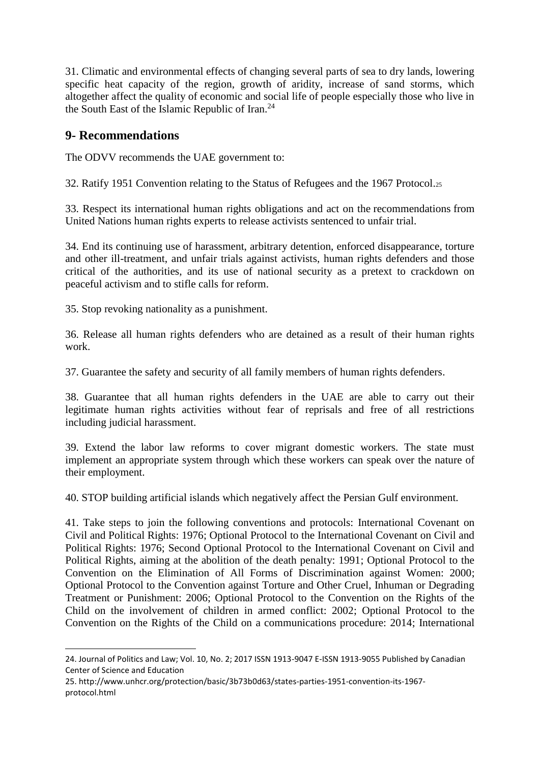31. Climatic and environmental effects of changing several parts of sea to dry lands, lowering specific heat capacity of the region, growth of aridity, increase of sand storms, which altogether affect the quality of economic and social life of people especially those who live in the South East of the Islamic Republic of Iran.[24]

## 9- Recommendations

The ODVV recommends the UAE government to:

32. Ratify 1951 Convention relating to the Status of Refugees and the 1967 Protocol.[25]

33. Respect its international human rights obligations and act on the recommendations from United Nations human rights experts to release activists sentenced to unfair trial.

34. End its continuing use of harassment, arbitrary detention, enforced disappearance, torture and other ill-treatment, and unfair trials against activists, human rights defenders and those critical of the authorities, and its use of national security as a pretext to crackdown on peaceful activism and to stifle calls for reform.

35. Stop revoking nationality as a punishment.

36. Release all human rights defenders who are detained as a result of their human rights work.

37. Guarantee the safety and security of all family members of human rights defenders.

38. Guarantee that all human rights defenders in the UAE are able to carry out their legitimate human rights activities without fear of reprisals and free of all restrictions including judicial harassment.

39. Extend the labor law reforms to cover migrant domestic workers. The state must implement an appropriate system through which these workers can speak over the nature of their employment.

40. STOP building artificial islands which negatively affect the Persian Gulf environment.

41. Take steps to join the following conventions and protocols: International Covenant on Civil and Political Rights: 1976; Optional Protocol to the International Covenant on Civil and Political Rights: 1976; Second Optional Protocol to the International Covenant on Civil and Political Rights, aiming at the abolition of the death penalty: 1991; Optional Protocol to the Convention on the Elimination of All Forms of Discrimination against Women: 2000; Optional Protocol to the Convention against Torture and Other Cruel, Inhuman or Degrading Treatment or Punishment: 2006; Optional Protocol to the Convention on the Rights of the Child on the involvement of children in armed conflict: 2002; Optional Protocol to the Convention on the Rights of the Child on a communications procedure: 2014; International

---

24. Journal of Politics and Law; Vol. 10, No. 2; 2017 ISSN 1913-9047 E-ISSN 1913-9055 Published by Canadian Center of Science and Education

25. http://www.unhcr.org/protection/basic/3b73b0d63/states-parties-1951-convention-its-1967-protocol.html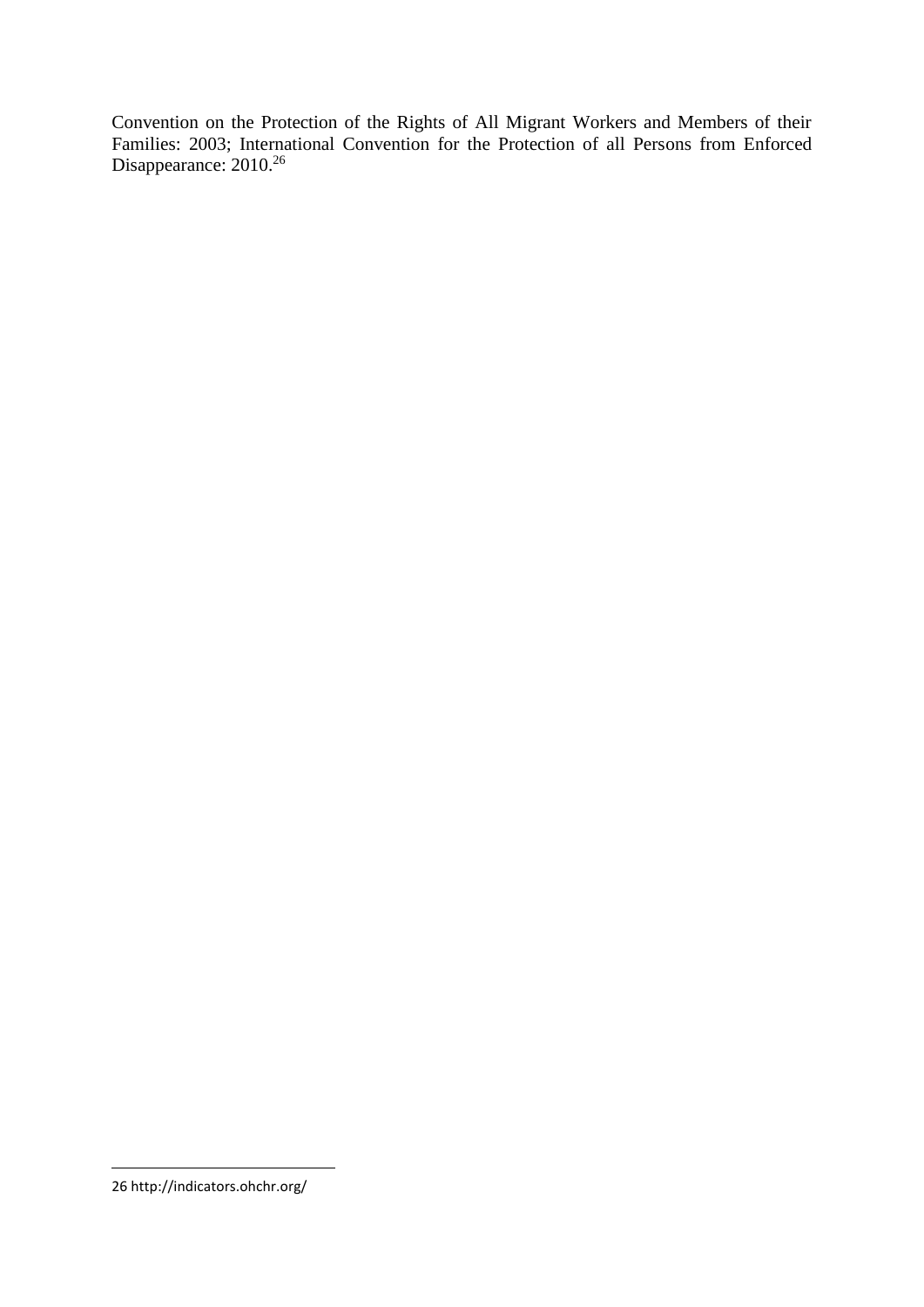Convention on the Protection of the Rights of All Migrant Workers and Members of their Families: 2003; International Convention for the Protection of all Persons from Enforced Disappearance: 2010.[26]

---

26 http://indicators.ohchr.org/